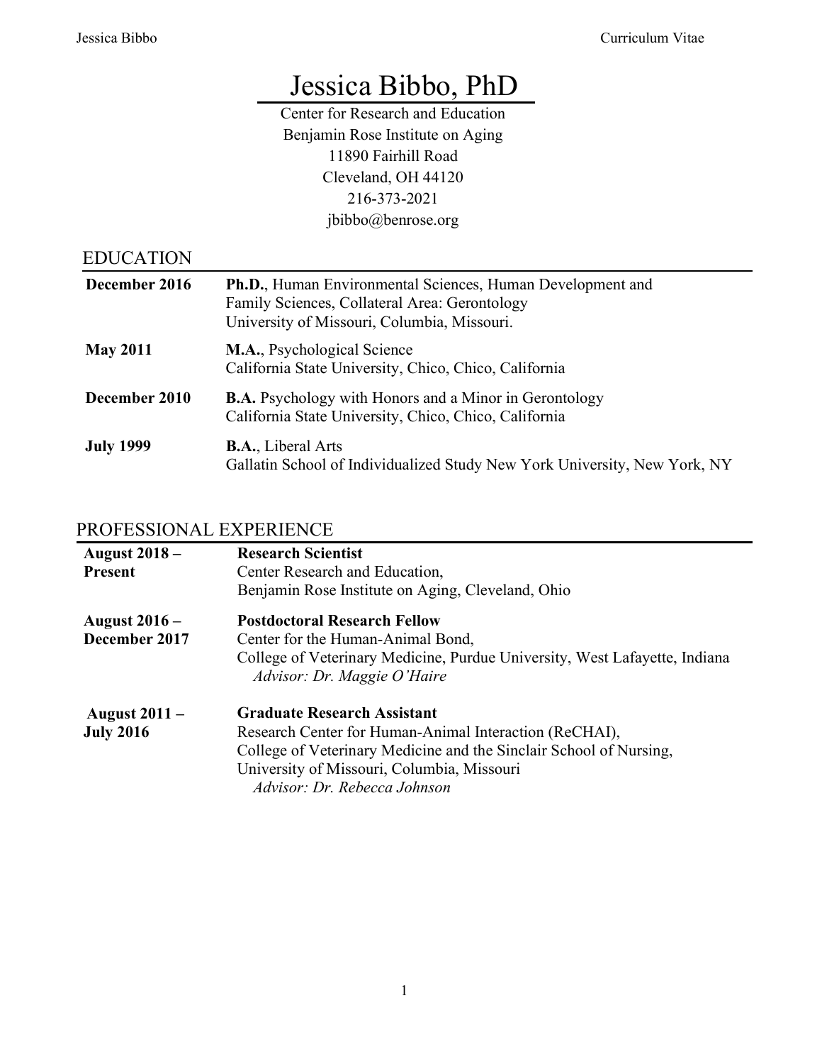# Jessica Bibbo, PhD

Center for Research and Education
Benjamin Rose Institute on Aging
11890 Fairhill Road
Cleveland, OH 44120
216-373-2021
jbibbo@benrose.org

## EDUCATION

| | |
|---|---|
| **December 2016** | **Ph.D.**, Human Environmental Sciences, Human Development and Family Sciences, Collateral Area: Gerontology<br>University of Missouri, Columbia, Missouri. |
| **May 2011** | **M.A.**, Psychological Science<br>California State University, Chico, Chico, California |
| **December 2010** | **B.A.** Psychology with Honors and a Minor in Gerontology<br>California State University, Chico, Chico, California |
| **July 1999** | **B.A.**, Liberal Arts<br>Gallatin School of Individualized Study New York University, New York, NY |

## PROFESSIONAL EXPERIENCE

| | |
|---|---|
| **August 2018 – Present** | **Research Scientist**<br>Center Research and Education,<br>Benjamin Rose Institute on Aging, Cleveland, Ohio |
| **August 2016 – December 2017** | **Postdoctoral Research Fellow**<br>Center for the Human-Animal Bond,<br>College of Veterinary Medicine, Purdue University, West Lafayette, Indiana<br>*Advisor: Dr. Maggie O'Haire* |
| **August 2011 – July 2016** | **Graduate Research Assistant**<br>Research Center for Human-Animal Interaction (ReCHAI),<br>College of Veterinary Medicine and the Sinclair School of Nursing,<br>University of Missouri, Columbia, Missouri<br>*Advisor: Dr. Rebecca Johnson* |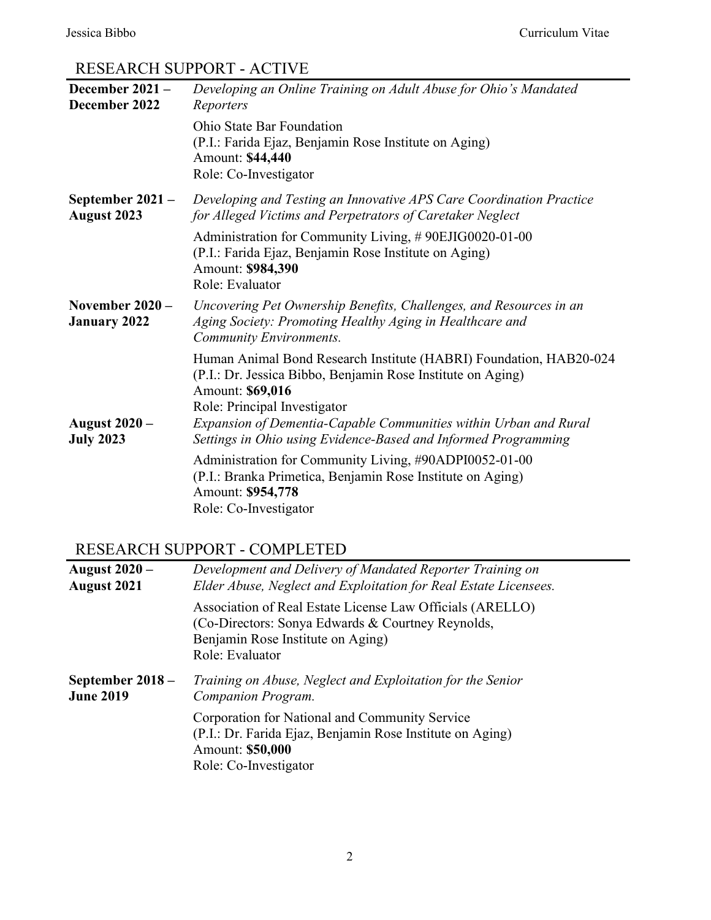## RESEARCH SUPPORT - ACTIVE

**December 2021 – December 2022**
*Developing an Online Training on Adult Abuse for Ohio's Mandated Reporters*
Ohio State Bar Foundation
(P.I.: Farida Ejaz, Benjamin Rose Institute on Aging)
Amount: **$44,440**
Role: Co-Investigator

**September 2021 – August 2023**
*Developing and Testing an Innovative APS Care Coordination Practice for Alleged Victims and Perpetrators of Caretaker Neglect*
Administration for Community Living, # 90EJIG0020-01-00
(P.I.: Farida Ejaz, Benjamin Rose Institute on Aging)
Amount: **$984,390**
Role: Evaluator

**November 2020 – January 2022**
*Uncovering Pet Ownership Benefits, Challenges, and Resources in an Aging Society: Promoting Healthy Aging in Healthcare and Community Environments.*
Human Animal Bond Research Institute (HABRI) Foundation, HAB20-024
(P.I.: Dr. Jessica Bibbo, Benjamin Rose Institute on Aging)
Amount: **$69,016**
Role: Principal Investigator

**August 2020 – July 2023**
*Expansion of Dementia-Capable Communities within Urban and Rural Settings in Ohio using Evidence-Based and Informed Programming*
Administration for Community Living, #90ADPI0052-01-00
(P.I.: Branka Primetica, Benjamin Rose Institute on Aging)
Amount: **$954,778**
Role: Co-Investigator

## RESEARCH SUPPORT - COMPLETED

**August 2020 – August 2021**
*Development and Delivery of Mandated Reporter Training on Elder Abuse, Neglect and Exploitation for Real Estate Licensees.*
Association of Real Estate License Law Officials (ARELLO)
(Co-Directors: Sonya Edwards & Courtney Reynolds, Benjamin Rose Institute on Aging)
Role: Evaluator

**September 2018 – June 2019**
*Training on Abuse, Neglect and Exploitation for the Senior Companion Program.*
Corporation for National and Community Service
(P.I.: Dr. Farida Ejaz, Benjamin Rose Institute on Aging)
Amount: **$50,000**
Role: Co-Investigator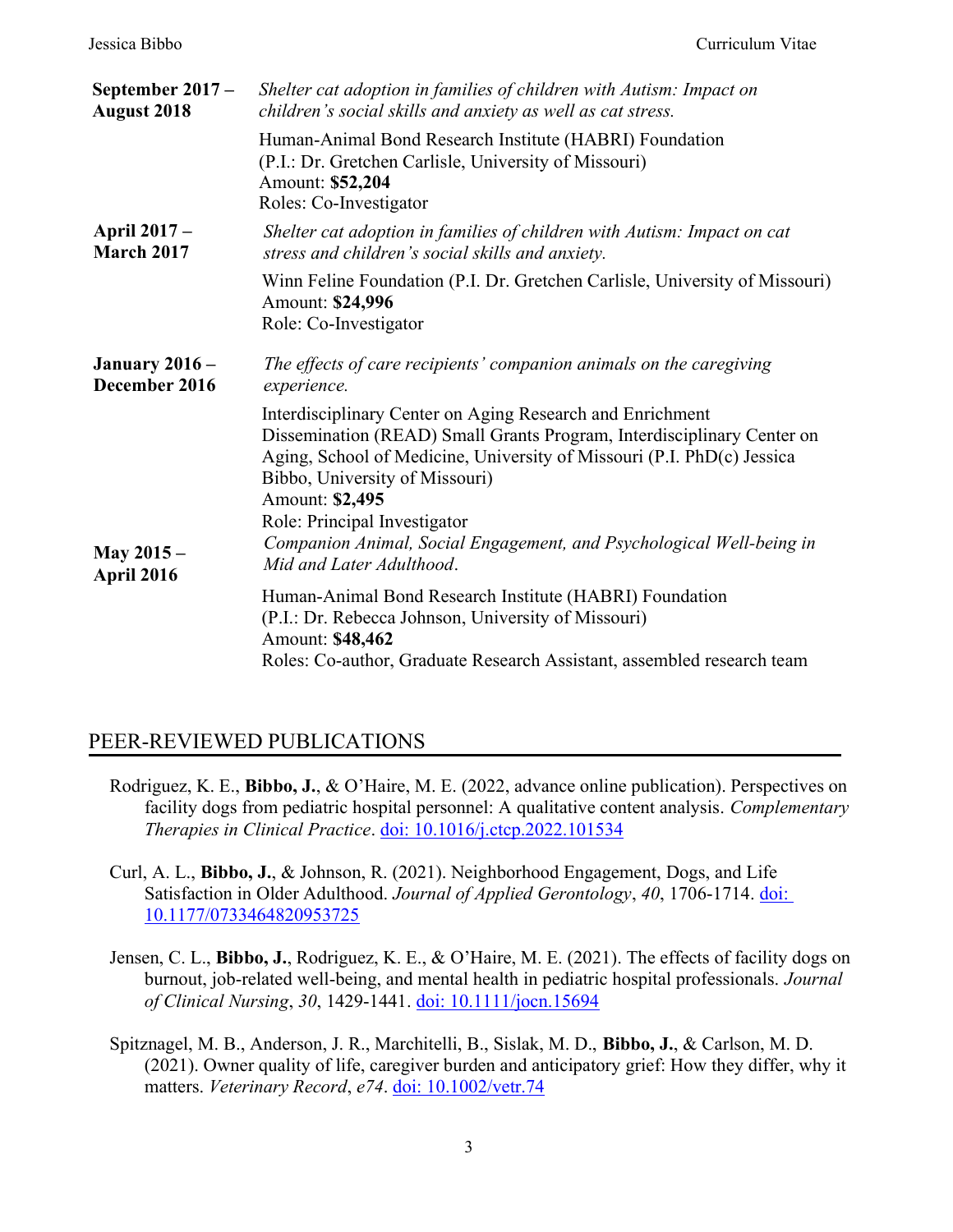**September 2017 – August 2018**
*Shelter cat adoption in families of children with Autism: Impact on children's social skills and anxiety as well as cat stress.*
Human-Animal Bond Research Institute (HABRI) Foundation
(P.I.: Dr. Gretchen Carlisle, University of Missouri)
Amount: **$52,204**
Roles: Co-Investigator

**April 2017 – March 2017**
*Shelter cat adoption in families of children with Autism: Impact on cat stress and children's social skills and anxiety.*
Winn Feline Foundation (P.I. Dr. Gretchen Carlisle, University of Missouri)
Amount: **$24,996**
Role: Co-Investigator

**January 2016 – December 2016**
*The effects of care recipients' companion animals on the caregiving experience.*
Interdisciplinary Center on Aging Research and Enrichment Dissemination (READ) Small Grants Program, Interdisciplinary Center on Aging, School of Medicine, University of Missouri (P.I. PhD(c) Jessica Bibbo, University of Missouri)
Amount: **$2,495**
Role: Principal Investigator

**May 2015 – April 2016**
*Companion Animal, Social Engagement, and Psychological Well-being in Mid and Later Adulthood*.
Human-Animal Bond Research Institute (HABRI) Foundation
(P.I.: Dr. Rebecca Johnson, University of Missouri)
Amount: **$48,462**
Roles: Co-author, Graduate Research Assistant, assembled research team

## PEER-REVIEWED PUBLICATIONS

Rodriguez, K. E., **Bibbo, J.**, & O'Haire, M. E. (2022, advance online publication). Perspectives on facility dogs from pediatric hospital personnel: A qualitative content analysis. *Complementary Therapies in Clinical Practice*. doi: 10.1016/j.ctcp.2022.101534

Curl, A. L., **Bibbo, J.**, & Johnson, R. (2021). Neighborhood Engagement, Dogs, and Life Satisfaction in Older Adulthood. *Journal of Applied Gerontology*, *40*, 1706-1714. doi: 10.1177/0733464820953725

Jensen, C. L., **Bibbo, J.**, Rodriguez, K. E., & O'Haire, M. E. (2021). The effects of facility dogs on burnout, job-related well-being, and mental health in pediatric hospital professionals. *Journal of Clinical Nursing*, *30*, 1429-1441. doi: 10.1111/jocn.15694

Spitznagel, M. B., Anderson, J. R., Marchitelli, B., Sislak, M. D., **Bibbo, J.**, & Carlson, M. D. (2021). Owner quality of life, caregiver burden and anticipatory grief: How they differ, why it matters. *Veterinary Record*, *e74*. doi: 10.1002/vetr.74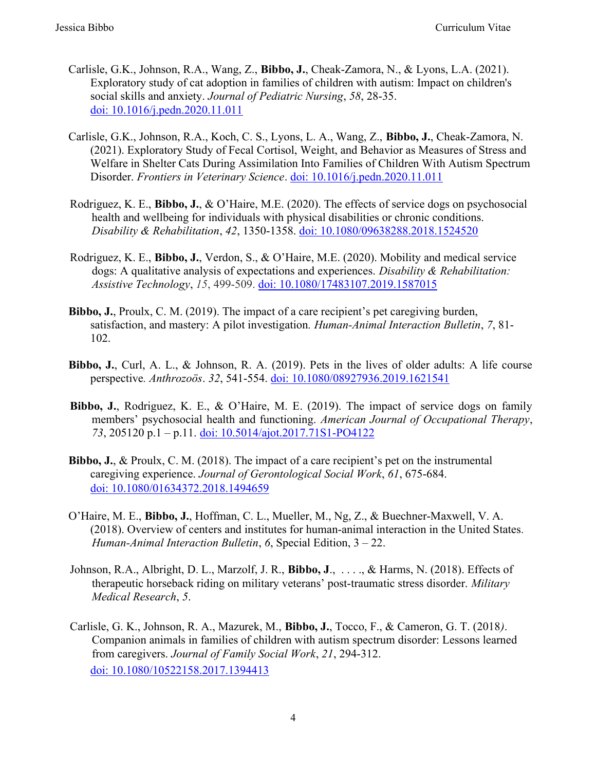Carlisle, G.K., Johnson, R.A., Wang, Z., **Bibbo, J.**, Cheak-Zamora, N., & Lyons, L.A. (2021). Exploratory study of cat adoption in families of children with autism: Impact on children's social skills and anxiety. *Journal of Pediatric Nursing*, *58*, 28-35. doi: 10.1016/j.pedn.2020.11.011

Carlisle, G.K., Johnson, R.A., Koch, C. S., Lyons, L. A., Wang, Z., **Bibbo, J.**, Cheak-Zamora, N. (2021). Exploratory Study of Fecal Cortisol, Weight, and Behavior as Measures of Stress and Welfare in Shelter Cats During Assimilation Into Families of Children With Autism Spectrum Disorder. *Frontiers in Veterinary Science*. doi: 10.1016/j.pedn.2020.11.011

Rodriguez, K. E., **Bibbo, J.**, & O'Haire, M.E. (2020). The effects of service dogs on psychosocial health and wellbeing for individuals with physical disabilities or chronic conditions. *Disability & Rehabilitation*, *42*, 1350-1358. doi: 10.1080/09638288.2018.1524520

Rodriguez, K. E., **Bibbo, J.**, Verdon, S., & O'Haire, M.E. (2020). Mobility and medical service dogs: A qualitative analysis of expectations and experiences. *Disability & Rehabilitation: Assistive Technology*, *15*, 499-509. doi: 10.1080/17483107.2019.1587015

**Bibbo, J.**, Proulx, C. M. (2019). The impact of a care recipient's pet caregiving burden, satisfaction, and mastery: A pilot investigation. *Human-Animal Interaction Bulletin*, *7*, 81-102.

**Bibbo, J.**, Curl, A. L., & Johnson, R. A. (2019). Pets in the lives of older adults: A life course perspective. *Anthrozoös*. *32*, 541-554. doi: 10.1080/08927936.2019.1621541

**Bibbo, J.**, Rodriguez, K. E., & O'Haire, M. E. (2019). The impact of service dogs on family members' psychosocial health and functioning. *American Journal of Occupational Therapy*, *73*, 205120 p.1 – p.11. doi: 10.5014/ajot.2017.71S1-PO4122

**Bibbo, J.**, & Proulx, C. M. (2018). The impact of a care recipient's pet on the instrumental caregiving experience. *Journal of Gerontological Social Work*, *61*, 675-684. doi: 10.1080/01634372.2018.1494659

O'Haire, M. E., **Bibbo, J.**, Hoffman, C. L., Mueller, M., Ng, Z., & Buechner-Maxwell, V. A. (2018). Overview of centers and institutes for human-animal interaction in the United States. *Human-Animal Interaction Bulletin*, *6*, Special Edition, 3 – 22.

Johnson, R.A., Albright, D. L., Marzolf, J. R., **Bibbo, J**., . . . ., & Harms, N. (2018). Effects of therapeutic horseback riding on military veterans' post-traumatic stress disorder. *Military Medical Research*, *5*.

Carlisle, G. K., Johnson, R. A., Mazurek, M., **Bibbo, J.**, Tocco, F., & Cameron, G. T. (2018). Companion animals in families of children with autism spectrum disorder: Lessons learned from caregivers. *Journal of Family Social Work*, *21*, 294-312. doi: 10.1080/10522158.2017.1394413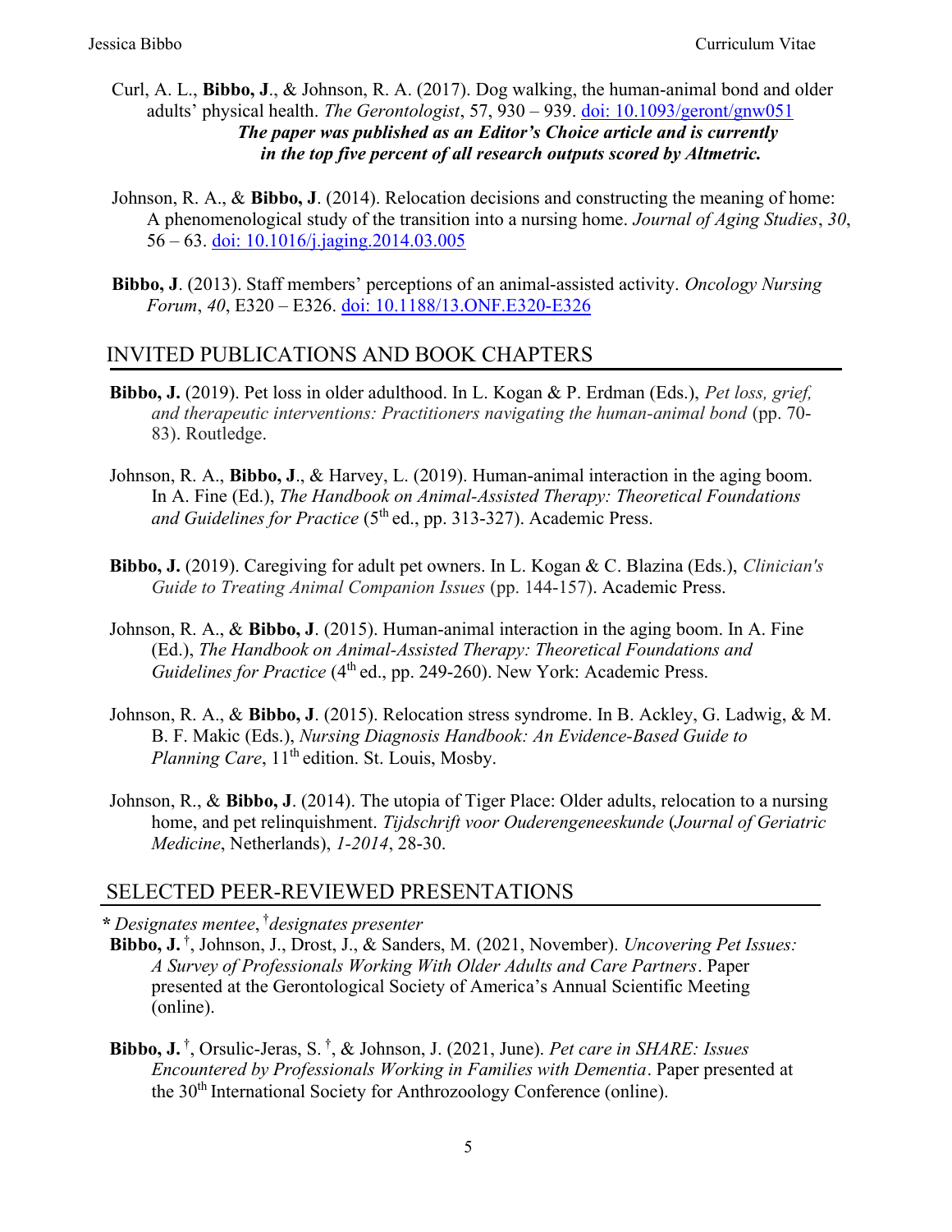Curl, A. L., **Bibbo, J**., & Johnson, R. A. (2017). Dog walking, the human-animal bond and older adults' physical health. *The Gerontologist*, 57, 930 – 939. [doi: 10.1093/geront/gnw051]

***The paper was published as an Editor's Choice article and is currently in the top five percent of all research outputs scored by Altmetric.***

Johnson, R. A., & **Bibbo, J**. (2014). Relocation decisions and constructing the meaning of home: A phenomenological study of the transition into a nursing home. *Journal of Aging Studies*, *30*, 56 – 63. [doi: 10.1016/j.jaging.2014.03.005]

**Bibbo, J**. (2013). Staff members' perceptions of an animal-assisted activity. *Oncology Nursing Forum*, *40*, E320 – E326. [doi: 10.1188/13.ONF.E320-E326]

## INVITED PUBLICATIONS AND BOOK CHAPTERS

**Bibbo, J.** (2019). Pet loss in older adulthood. In L. Kogan & P. Erdman (Eds.), *Pet loss, grief, and therapeutic interventions: Practitioners navigating the human-animal bond* (pp. 70-83). Routledge.

Johnson, R. A., **Bibbo, J**., & Harvey, L. (2019). Human-animal interaction in the aging boom. In A. Fine (Ed.), *The Handbook on Animal-Assisted Therapy: Theoretical Foundations and Guidelines for Practice* (5th ed., pp. 313-327). Academic Press.

**Bibbo, J.** (2019). Caregiving for adult pet owners. In L. Kogan & C. Blazina (Eds.), *Clinician's Guide to Treating Animal Companion Issues* (pp. 144-157). Academic Press.

Johnson, R. A., & **Bibbo, J**. (2015). Human-animal interaction in the aging boom. In A. Fine (Ed.), *The Handbook on Animal-Assisted Therapy: Theoretical Foundations and Guidelines for Practice* (4th ed., pp. 249-260). New York: Academic Press.

Johnson, R. A., & **Bibbo, J**. (2015). Relocation stress syndrome. In B. Ackley, G. Ladwig, & M. B. F. Makic (Eds.), *Nursing Diagnosis Handbook: An Evidence-Based Guide to Planning Care*, 11th edition. St. Louis, Mosby.

Johnson, R., & **Bibbo, J**. (2014). The utopia of Tiger Place: Older adults, relocation to a nursing home, and pet relinquishment. *Tijdschrift voor Ouderengeneeskunde* (*Journal of Geriatric Medicine*, Netherlands), *1-2014*, 28-30.

## SELECTED PEER-REVIEWED PRESENTATIONS

*** *Designates mentee*, †*designates presenter***

**Bibbo, J.** †, Johnson, J., Drost, J., & Sanders, M. (2021, November). *Uncovering Pet Issues: A Survey of Professionals Working With Older Adults and Care Partners*. Paper presented at the Gerontological Society of America's Annual Scientific Meeting (online).

**Bibbo, J.** †, Orsulic-Jeras, S. †, & Johnson, J. (2021, June). *Pet care in SHARE: Issues Encountered by Professionals Working in Families with Dementia*. Paper presented at the 30th International Society for Anthrozoology Conference (online).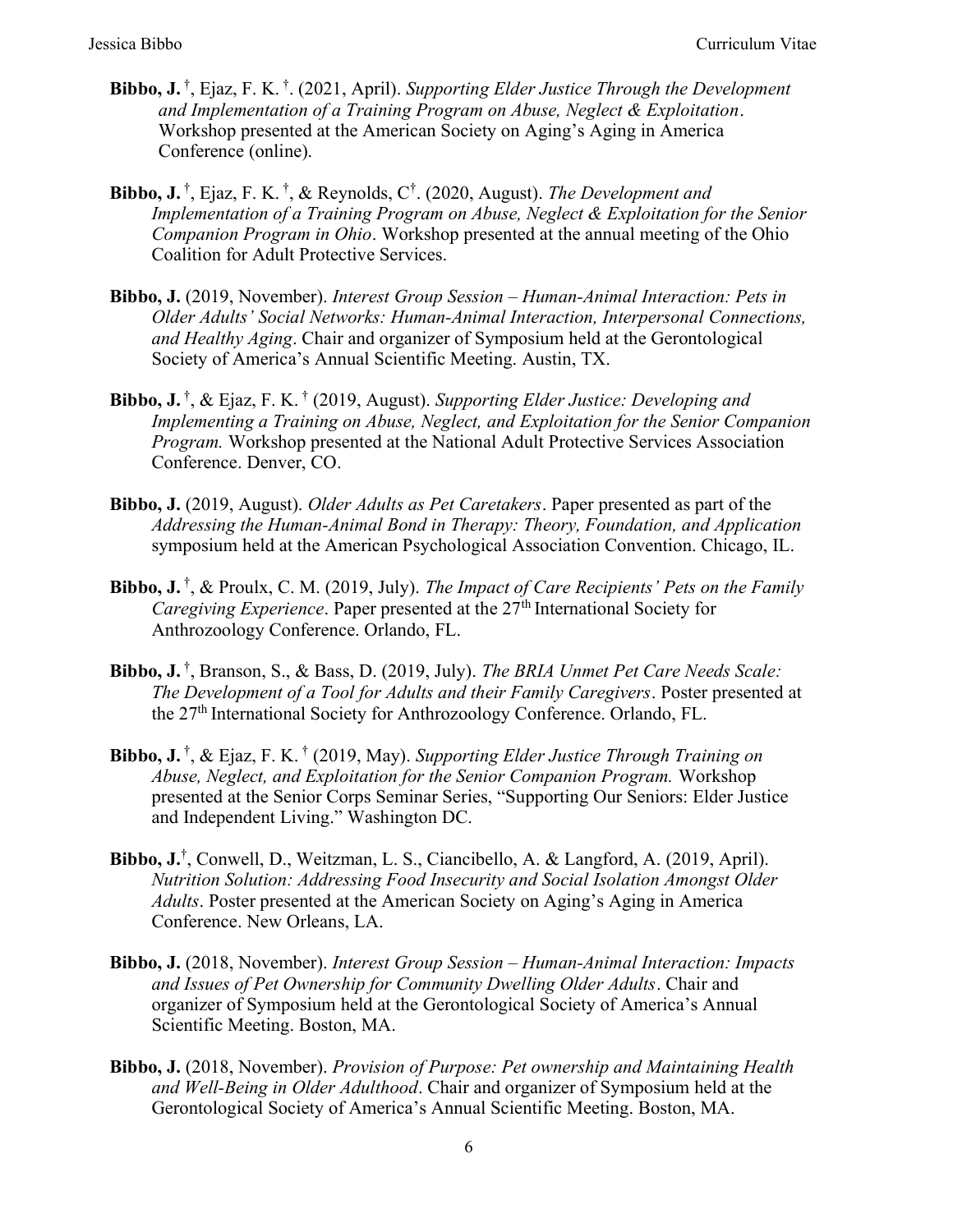**Bibbo, J.** [†], Ejaz, F. K. [†]. (2021, April). *Supporting Elder Justice Through the Development and Implementation of a Training Program on Abuse, Neglect & Exploitation*. Workshop presented at the American Society on Aging's Aging in America Conference (online).

**Bibbo, J.** [†], Ejaz, F. K. [†], & Reynolds, C[†]. (2020, August). *The Development and Implementation of a Training Program on Abuse, Neglect & Exploitation for the Senior Companion Program in Ohio*. Workshop presented at the annual meeting of the Ohio Coalition for Adult Protective Services.

**Bibbo, J.** (2019, November). *Interest Group Session – Human-Animal Interaction: Pets in Older Adults' Social Networks: Human-Animal Interaction, Interpersonal Connections, and Healthy Aging*. Chair and organizer of Symposium held at the Gerontological Society of America's Annual Scientific Meeting. Austin, TX.

**Bibbo, J.** [†], & Ejaz, F. K. [†] (2019, August). *Supporting Elder Justice: Developing and Implementing a Training on Abuse, Neglect, and Exploitation for the Senior Companion Program.* Workshop presented at the National Adult Protective Services Association Conference. Denver, CO.

**Bibbo, J.** (2019, August). *Older Adults as Pet Caretakers*. Paper presented as part of the *Addressing the Human-Animal Bond in Therapy: Theory, Foundation, and Application* symposium held at the American Psychological Association Convention. Chicago, IL.

**Bibbo, J.** [†], & Proulx, C. M. (2019, July). *The Impact of Care Recipients' Pets on the Family Caregiving Experience*. Paper presented at the 27th International Society for Anthrozoology Conference. Orlando, FL.

**Bibbo, J.** [†], Branson, S., & Bass, D. (2019, July). *The BRIA Unmet Pet Care Needs Scale: The Development of a Tool for Adults and their Family Caregivers*. Poster presented at the 27th International Society for Anthrozoology Conference. Orlando, FL.

**Bibbo, J.** [†], & Ejaz, F. K. [†] (2019, May). *Supporting Elder Justice Through Training on Abuse, Neglect, and Exploitation for the Senior Companion Program.* Workshop presented at the Senior Corps Seminar Series, "Supporting Our Seniors: Elder Justice and Independent Living." Washington DC.

**Bibbo, J.**[†], Conwell, D., Weitzman, L. S., Ciancibello, A. & Langford, A. (2019, April). *Nutrition Solution: Addressing Food Insecurity and Social Isolation Amongst Older Adults*. Poster presented at the American Society on Aging's Aging in America Conference. New Orleans, LA.

**Bibbo, J.** (2018, November). *Interest Group Session – Human-Animal Interaction: Impacts and Issues of Pet Ownership for Community Dwelling Older Adults*. Chair and organizer of Symposium held at the Gerontological Society of America's Annual Scientific Meeting. Boston, MA.

**Bibbo, J.** (2018, November). *Provision of Purpose: Pet ownership and Maintaining Health and Well-Being in Older Adulthood*. Chair and organizer of Symposium held at the Gerontological Society of America's Annual Scientific Meeting. Boston, MA.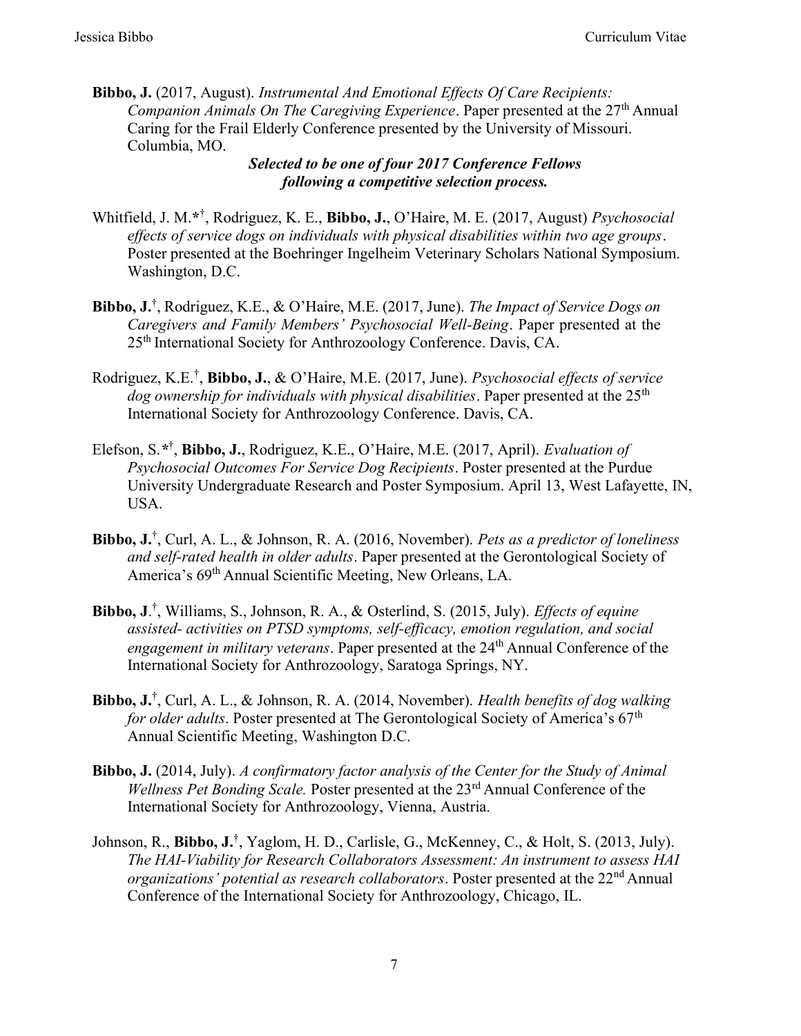**Bibbo, J.** (2017, August). *Instrumental And Emotional Effects Of Care Recipients: Companion Animals On The Caregiving Experience*. Paper presented at the 27th Annual Caring for the Frail Elderly Conference presented by the University of Missouri. Columbia, MO.

***Selected to be one of four 2017 Conference Fellows following a competitive selection process.***

Whitfield, J. M.*†, Rodriguez, K. E., **Bibbo, J.**, O'Haire, M. E. (2017, August) *Psychosocial effects of service dogs on individuals with physical disabilities within two age groups*. Poster presented at the Boehringer Ingelheim Veterinary Scholars National Symposium. Washington, D.C.

**Bibbo, J.**†, Rodriguez, K.E., & O'Haire, M.E. (2017, June). *The Impact of Service Dogs on Caregivers and Family Members' Psychosocial Well-Being*. Paper presented at the 25th International Society for Anthrozoology Conference. Davis, CA.

Rodriguez, K.E.†, **Bibbo, J.**, & O'Haire, M.E. (2017, June). *Psychosocial effects of service dog ownership for individuals with physical disabilities*. Paper presented at the 25th International Society for Anthrozoology Conference. Davis, CA.

Elefson, S.*†, **Bibbo, J.**, Rodriguez, K.E., O'Haire, M.E. (2017, April). *Evaluation of Psychosocial Outcomes For Service Dog Recipients*. Poster presented at the Purdue University Undergraduate Research and Poster Symposium. April 13, West Lafayette, IN, USA.

**Bibbo, J.**†, Curl, A. L., & Johnson, R. A. (2016, November). *Pets as a predictor of loneliness and self-rated health in older adults*. Paper presented at the Gerontological Society of America's 69th Annual Scientific Meeting, New Orleans, LA.

**Bibbo, J**.†, Williams, S., Johnson, R. A., & Osterlind, S. (2015, July). *Effects of equine assisted- activities on PTSD symptoms, self-efficacy, emotion regulation, and social engagement in military veterans*. Paper presented at the 24th Annual Conference of the International Society for Anthrozoology, Saratoga Springs, NY.

**Bibbo, J.**†, Curl, A. L., & Johnson, R. A. (2014, November). *Health benefits of dog walking for older adults*. Poster presented at The Gerontological Society of America's 67th Annual Scientific Meeting, Washington D.C.

**Bibbo, J.** (2014, July). *A confirmatory factor analysis of the Center for the Study of Animal Wellness Pet Bonding Scale.* Poster presented at the 23rd Annual Conference of the International Society for Anthrozoology, Vienna, Austria.

Johnson, R., **Bibbo, J.**†, Yaglom, H. D., Carlisle, G., McKenney, C., & Holt, S. (2013, July). *The HAI-Viability for Research Collaborators Assessment: An instrument to assess HAI organizations' potential as research collaborators*. Poster presented at the 22nd Annual Conference of the International Society for Anthrozoology, Chicago, IL.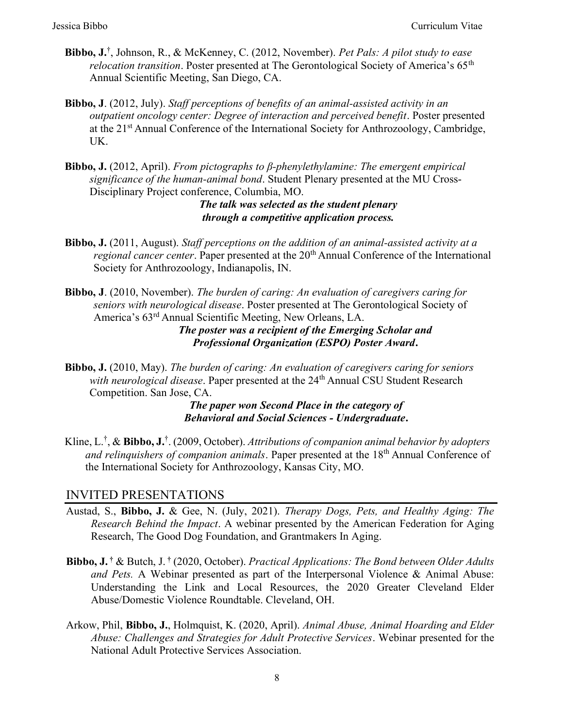**Bibbo, J.**[†], Johnson, R., & McKenney, C. (2012, November). *Pet Pals: A pilot study to ease relocation transition*. Poster presented at The Gerontological Society of America's 65th Annual Scientific Meeting, San Diego, CA.

**Bibbo, J**. (2012, July). *Staff perceptions of benefits of an animal-assisted activity in an outpatient oncology center: Degree of interaction and perceived benefit*. Poster presented at the 21st Annual Conference of the International Society for Anthrozoology, Cambridge, UK.

**Bibbo, J.** (2012, April). *From pictographs to β-phenylethylamine: The emergent empirical significance of the human-animal bond*. Student Plenary presented at the MU Cross-Disciplinary Project conference, Columbia, MO.

***The talk was selected as the student plenary through a competitive application process.***

**Bibbo, J.** (2011, August). *Staff perceptions on the addition of an animal-assisted activity at a regional cancer center*. Paper presented at the 20th Annual Conference of the International Society for Anthrozoology, Indianapolis, IN.

**Bibbo, J**. (2010, November). *The burden of caring: An evaluation of caregivers caring for seniors with neurological disease*. Poster presented at The Gerontological Society of America's 63rd Annual Scientific Meeting, New Orleans, LA.

***The poster was a recipient of the Emerging Scholar and Professional Organization (ESPO) Poster Award.***

**Bibbo, J.** (2010, May). *The burden of caring: An evaluation of caregivers caring for seniors with neurological disease*. Paper presented at the 24th Annual CSU Student Research Competition. San Jose, CA.

***The paper won Second Place in the category of Behavioral and Social Sciences - Undergraduate.***

Kline, L.[†], & **Bibbo, J.**[†]. (2009, October). *Attributions of companion animal behavior by adopters and relinquishers of companion animals*. Paper presented at the 18th Annual Conference of the International Society for Anthrozoology, Kansas City, MO.

## INVITED PRESENTATIONS

Austad, S., **Bibbo, J.** & Gee, N. (July, 2021). *Therapy Dogs, Pets, and Healthy Aging: The Research Behind the Impact*. A webinar presented by the American Federation for Aging Research, The Good Dog Foundation, and Grantmakers In Aging.

**Bibbo, J.** [†] & Butch, J. [†] (2020, October). *Practical Applications: The Bond between Older Adults and Pets.* A Webinar presented as part of the Interpersonal Violence & Animal Abuse: Understanding the Link and Local Resources, the 2020 Greater Cleveland Elder Abuse/Domestic Violence Roundtable. Cleveland, OH.

Arkow, Phil, **Bibbo, J.**, Holmquist, K. (2020, April). *Animal Abuse, Animal Hoarding and Elder Abuse: Challenges and Strategies for Adult Protective Services*. Webinar presented for the National Adult Protective Services Association.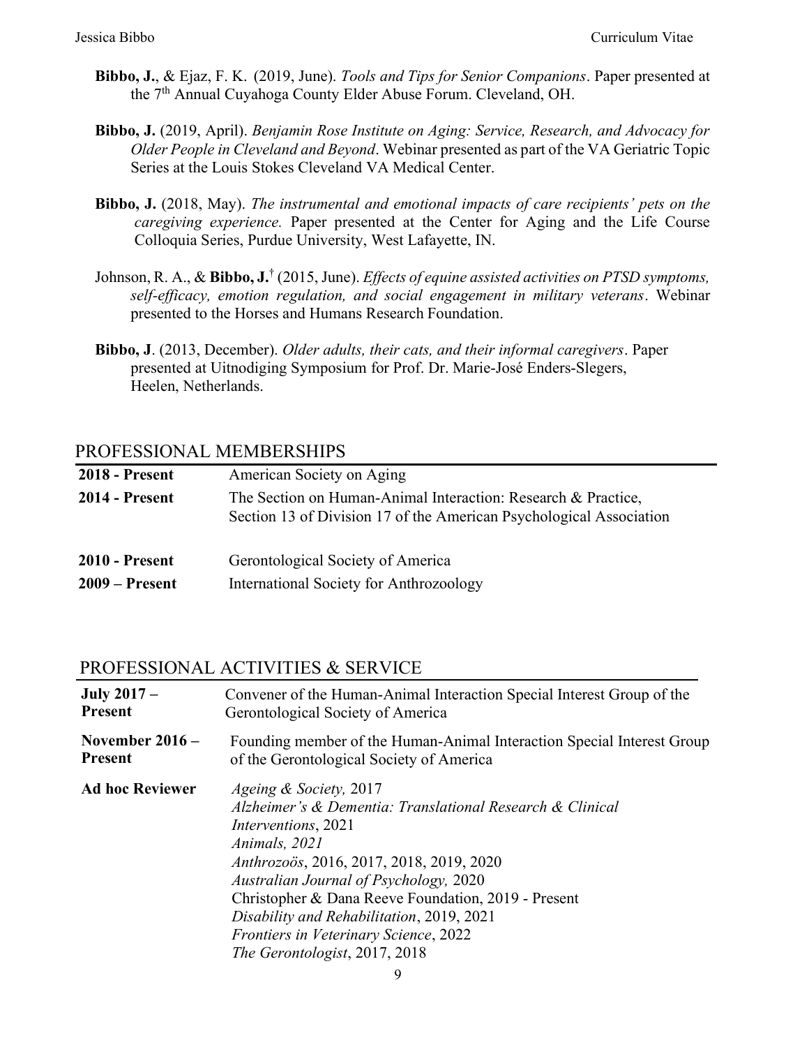**Bibbo, J.**, & Ejaz, F. K. (2019, June). *Tools and Tips for Senior Companions*. Paper presented at the 7th Annual Cuyahoga County Elder Abuse Forum. Cleveland, OH.

**Bibbo, J.** (2019, April). *Benjamin Rose Institute on Aging: Service, Research, and Advocacy for Older People in Cleveland and Beyond*. Webinar presented as part of the VA Geriatric Topic Series at the Louis Stokes Cleveland VA Medical Center.

**Bibbo, J.** (2018, May). *The instrumental and emotional impacts of care recipients' pets on the caregiving experience.* Paper presented at the Center for Aging and the Life Course Colloquia Series, Purdue University, West Lafayette, IN.

Johnson, R. A., & **Bibbo, J.**† (2015, June). *Effects of equine assisted activities on PTSD symptoms, self-efficacy, emotion regulation, and social engagement in military veterans*. Webinar presented to the Horses and Humans Research Foundation.

**Bibbo, J**. (2013, December). *Older adults, their cats, and their informal caregivers*. Paper presented at Uitnodiging Symposium for Prof. Dr. Marie-José Enders-Slegers, Heelen, Netherlands.

## PROFESSIONAL MEMBERSHIPS

| | |
|---|---|
| **2018 - Present** | American Society on Aging |
| **2014 - Present** | The Section on Human-Animal Interaction: Research & Practice, Section 13 of Division 17 of the American Psychological Association |
| **2010 - Present** | Gerontological Society of America |
| **2009 – Present** | International Society for Anthrozoology |

## PROFESSIONAL ACTIVITIES & SERVICE

| | |
|---|---|
| **July 2017 – Present** | Convener of the Human-Animal Interaction Special Interest Group of the Gerontological Society of America |
| **November 2016 – Present** | Founding member of the Human-Animal Interaction Special Interest Group of the Gerontological Society of America |
| **Ad hoc Reviewer** | *Ageing & Society,* 2017<br>*Alzheimer's & Dementia: Translational Research & Clinical Interventions*, 2021<br>*Animals, 2021*<br>*Anthrozoös*, 2016, 2017, 2018, 2019, 2020<br>*Australian Journal of Psychology,* 2020<br>Christopher & Dana Reeve Foundation, 2019 - Present<br>*Disability and Rehabilitation*, 2019, 2021<br>*Frontiers in Veterinary Science*, 2022<br>*The Gerontologist*, 2017, 2018 |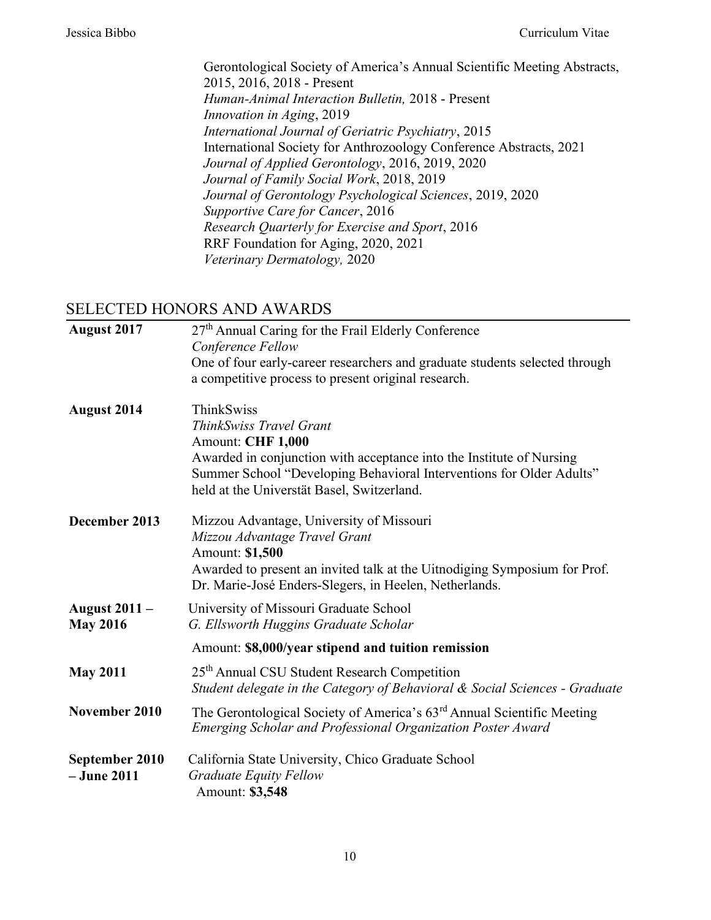Gerontological Society of America's Annual Scientific Meeting Abstracts, 2015, 2016, 2018 - Present
*Human-Animal Interaction Bulletin,* 2018 - Present
*Innovation in Aging*, 2019
*International Journal of Geriatric Psychiatry*, 2015
International Society for Anthrozoology Conference Abstracts, 2021
*Journal of Applied Gerontology*, 2016, 2019, 2020
*Journal of Family Social Work*, 2018, 2019
*Journal of Gerontology Psychological Sciences*, 2019, 2020
*Supportive Care for Cancer*, 2016
*Research Quarterly for Exercise and Sport*, 2016
RRF Foundation for Aging, 2020, 2021
*Veterinary Dermatology,* 2020

## SELECTED HONORS AND AWARDS

**August 2017**
27th Annual Caring for the Frail Elderly Conference
*Conference Fellow*
One of four early-career researchers and graduate students selected through a competitive process to present original research.

**August 2014**
ThinkSwiss
*ThinkSwiss Travel Grant*
Amount: **CHF 1,000**
Awarded in conjunction with acceptance into the Institute of Nursing Summer School "Developing Behavioral Interventions for Older Adults" held at the Universtät Basel, Switzerland.

**December 2013**
Mizzou Advantage, University of Missouri
*Mizzou Advantage Travel Grant*
Amount: **$1,500**
Awarded to present an invited talk at the Uitnodiging Symposium for Prof. Dr. Marie-José Enders-Slegers, in Heelen, Netherlands.

**August 2011 – May 2016**
University of Missouri Graduate School
*G. Ellsworth Huggins Graduate Scholar*
Amount: **$8,000/year stipend and tuition remission**

**May 2011**
25th Annual CSU Student Research Competition
*Student delegate in the Category of Behavioral & Social Sciences - Graduate*

**November 2010**
The Gerontological Society of America's 63rd Annual Scientific Meeting
*Emerging Scholar and Professional Organization Poster Award*

**September 2010 – June 2011**
California State University, Chico Graduate School
*Graduate Equity Fellow*
Amount: **$3,548**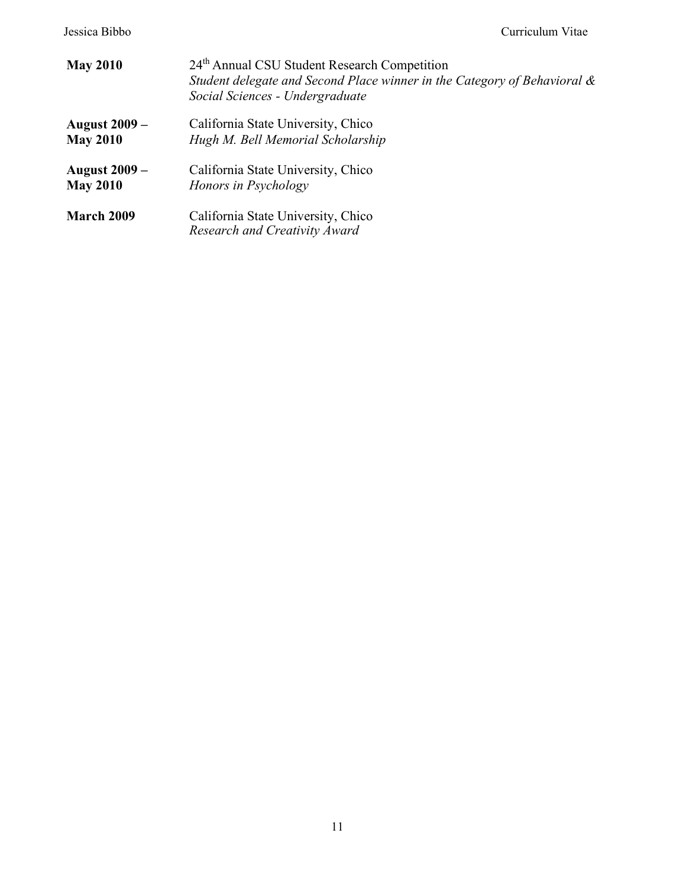**May 2010** 24th Annual CSU Student Research Competition
*Student delegate and Second Place winner in the Category of Behavioral & Social Sciences - Undergraduate*

**August 2009 – May 2010** California State University, Chico
*Hugh M. Bell Memorial Scholarship*

**August 2009 – May 2010** California State University, Chico
*Honors in Psychology*

**March 2009** California State University, Chico
*Research and Creativity Award*